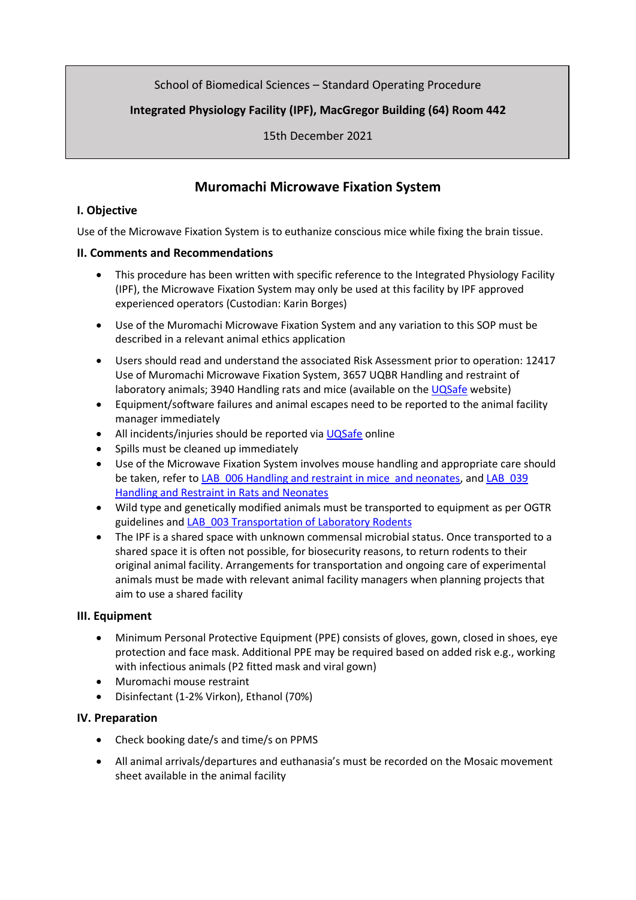School of Biomedical Sciences – Standard Operating Procedure

**Integrated Physiology Facility (IPF), MacGregor Building (64) Room 442**

15th December 2021

# Muromachi Microwave Fixation System

## I. Objective

Use of the Microwave Fixation System is to euthanize conscious mice while fixing the brain tissue.

## II. Comments and Recommendations

- This procedure has been written with specific reference to the Integrated Physiology Facility (IPF), the Microwave Fixation System may only be used at this facility by IPF approved experienced operators (Custodian: Karin Borges)
- Use of the Muromachi Microwave Fixation System and any variation to this SOP must be described in a relevant animal ethics application
- Users should read and understand the associated Risk Assessment prior to operation: 12417 Use of Muromachi Microwave Fixation System, 3657 UQBR Handling and restraint of laboratory animals; 3940 Handling rats and mice (available on the UQSafe website)
- Equipment/software failures and animal escapes need to be reported to the animal facility manager immediately
- All incidents/injuries should be reported via UQSafe online
- Spills must be cleaned up immediately
- Use of the Microwave Fixation System involves mouse handling and appropriate care should be taken, refer to LAB_006 Handling and restraint in mice and neonates, and LAB_039 Handling and Restraint in Rats and Neonates
- Wild type and genetically modified animals must be transported to equipment as per OGTR guidelines and LAB_003 Transportation of Laboratory Rodents
- The IPF is a shared space with unknown commensal microbial status. Once transported to a shared space it is often not possible, for biosecurity reasons, to return rodents to their original animal facility. Arrangements for transportation and ongoing care of experimental animals must be made with relevant animal facility managers when planning projects that aim to use a shared facility

## III. Equipment

- Minimum Personal Protective Equipment (PPE) consists of gloves, gown, closed in shoes, eye protection and face mask. Additional PPE may be required based on added risk e.g., working with infectious animals (P2 fitted mask and viral gown)
- Muromachi mouse restraint
- Disinfectant (1-2% Virkon), Ethanol (70%)

## IV. Preparation

- Check booking date/s and time/s on PPMS
- All animal arrivals/departures and euthanasia's must be recorded on the Mosaic movement sheet available in the animal facility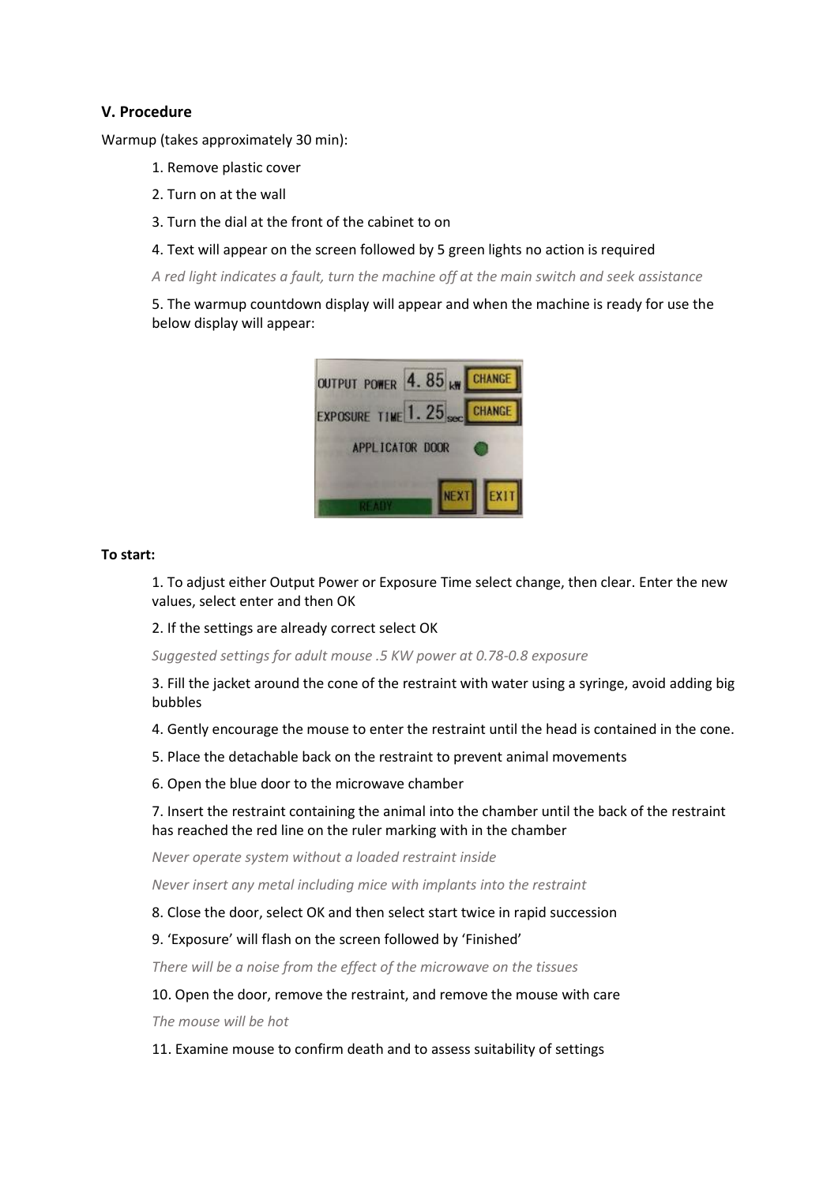### V. Procedure

Warmup (takes approximately 30 min):

1. Remove plastic cover
2. Turn on at the wall
3. Turn the dial at the front of the cabinet to on
4. Text will appear on the screen followed by 5 green lights no action is required

*A red light indicates a fault, turn the machine off at the main switch and seek assistance*

5. The warmup countdown display will appear and when the machine is ready for use the below display will appear:

**To start:**

1. To adjust either Output Power or Exposure Time select change, then clear. Enter the new values, select enter and then OK
2. If the settings are already correct select OK

*Suggested settings for adult mouse .5 KW power at 0.78-0.8 exposure*

3. Fill the jacket around the cone of the restraint with water using a syringe, avoid adding big bubbles
4. Gently encourage the mouse to enter the restraint until the head is contained in the cone.
5. Place the detachable back on the restraint to prevent animal movements
6. Open the blue door to the microwave chamber
7. Insert the restraint containing the animal into the chamber until the back of the restraint has reached the red line on the ruler marking with in the chamber

*Never operate system without a loaded restraint inside*

*Never insert any metal including mice with implants into the restraint*

8. Close the door, select OK and then select start twice in rapid succession
9. 'Exposure' will flash on the screen followed by 'Finished'

*There will be a noise from the effect of the microwave on the tissues*

10. Open the door, remove the restraint, and remove the mouse with care

*The mouse will be hot*

11. Examine mouse to confirm death and to assess suitability of settings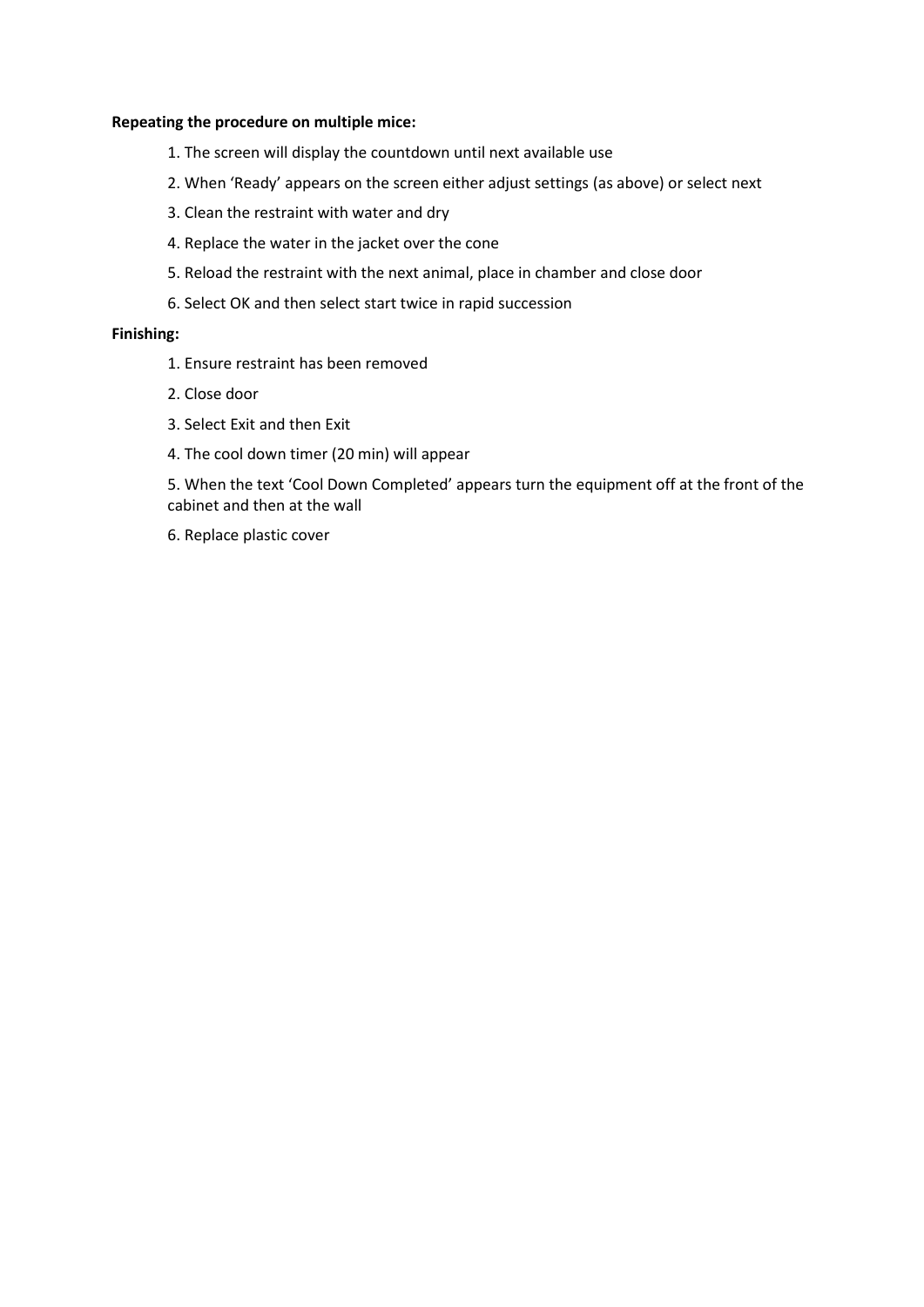**Repeating the procedure on multiple mice:**

1. The screen will display the countdown until next available use
2. When 'Ready' appears on the screen either adjust settings (as above) or select next
3. Clean the restraint with water and dry
4. Replace the water in the jacket over the cone
5. Reload the restraint with the next animal, place in chamber and close door
6. Select OK and then select start twice in rapid succession

**Finishing:**

1. Ensure restraint has been removed
2. Close door
3. Select Exit and then Exit
4. The cool down timer (20 min) will appear
5. When the text 'Cool Down Completed' appears turn the equipment off at the front of the cabinet and then at the wall
6. Replace plastic cover